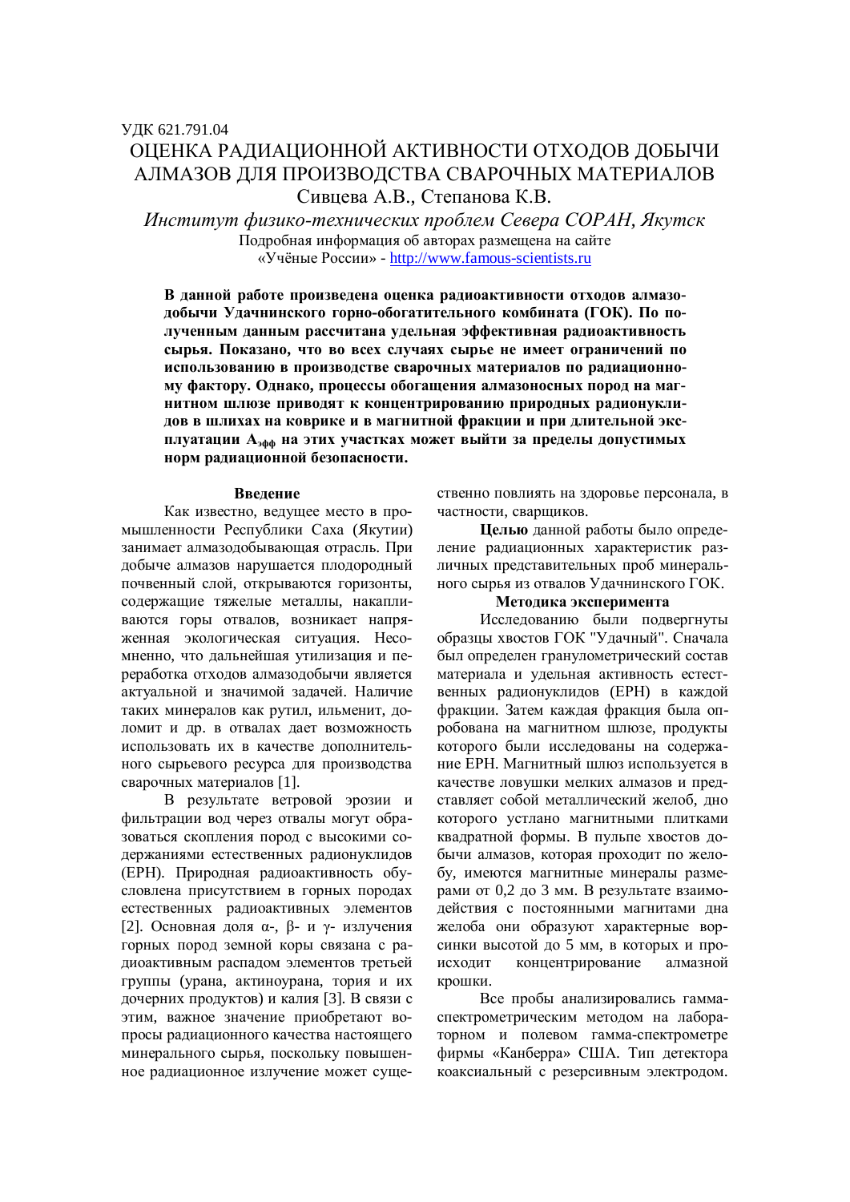УДК 621.791.04

# ОЦЕНКА РАДИАЦИОННОЙ АКТИВНОСТИ ОТХОДОВ ДОБЫЧИ АЛМАЗОВ ДЛЯ ПРОИЗВОДСТВА СВАРОЧНЫХ МАТЕРИАЛОВ

Сивцева А.В., Степанова К.В.

*Институт физико-технических проблем Севера СОРАН, Якутск*

Подробная информация об авторах размещена на сайте «Учёные России» - http://www.famous-scientists.ru

**В данной работе произведена оценка радиоактивности отходов алмазодобычи Удачнинского горно-обогатительного комбината (ГОК). По полученным данным рассчитана удельная эффективная радиоактивность сырья. Показано, что во всех случаях сырье не имеет ограничений по использованию в производстве сварочных материалов по радиационному фактору. Однако, процессы обогащения алмазоносных пород на магнитном шлюзе приводят к концентрированию природных радионуклидов в шлихах на коврике и в магнитной фракции и при длительной эксплуатации $A_{эфф}$ на этих участках может выйти за пределы допустимых норм радиационной безопасности.**

## Введение

Как известно, ведущее место в промышленности Республики Саха (Якутии) занимает алмазодобывающая отрасль. При добыче алмазов нарушается плодородный почвенный слой, открываются горизонты, содержащие тяжелые металлы, накапливаются горы отвалов, возникает напряженная экологическая ситуация. Несомненно, что дальнейшая утилизация и переработка отходов алмазодобычи является актуальной и значимой задачей. Наличие таких минералов как рутил, ильменит, доломит и др. в отвалах дает возможность использовать их в качестве дополнительного сырьевого ресурса для производства сварочных материалов [1].

В результате ветровой эрозии и фильтрации вод через отвалы могут образоваться скопления пород с высокими содержаниями естественных радионуклидов (ЕРН). Природная радиоактивность обусловлена присутствием в горных породах естественных радиоактивных элементов [2]. Основная доля α-, β- и γ- излучения горных пород земной коры связана с радиоактивным распадом элементов третьей группы (урана, актиноурана, тория и их дочерних продуктов) и калия [3]. В связи с этим, важное значение приобретают вопросы радиационного качества настоящего минерального сырья, поскольку повышенное радиационное излучение может существенно повлиять на здоровье персонала, в частности, сварщиков.

**Целью** данной работы было определение радиационных характеристик различных представительных проб минерального сырья из отвалов Удачнинского ГОК.

## Методика эксперимента

Исследованию были подвергнуты образцы хвостов ГОК "Удачный". Сначала был определен гранулометрический состав материала и удельная активность естественных радионуклидов (ЕРН) в каждой фракции. Затем каждая фракция была опробована на магнитном шлюзе, продукты которого были исследованы на содержание ЕРН. Магнитный шлюз используется в качестве ловушки мелких алмазов и представляет собой металлический желоб, дно которого устлано магнитными плитками квадратной формы. В пульпе хвостов добычи алмазов, которая проходит по желобу, имеются магнитные минералы размерами от 0,2 до 3 мм. В результате взаимодействия с постоянными магнитами дна желоба они образуют характерные ворсинки высотой до 5 мм, в которых и происходит концентрирование алмазной крошки.

Все пробы анализировались гамма-спектрометрическим методом на лабораторном и полевом гамма-спектрометре фирмы «Канберра» США. Тип детектора коаксиальный с резерсивным электродом.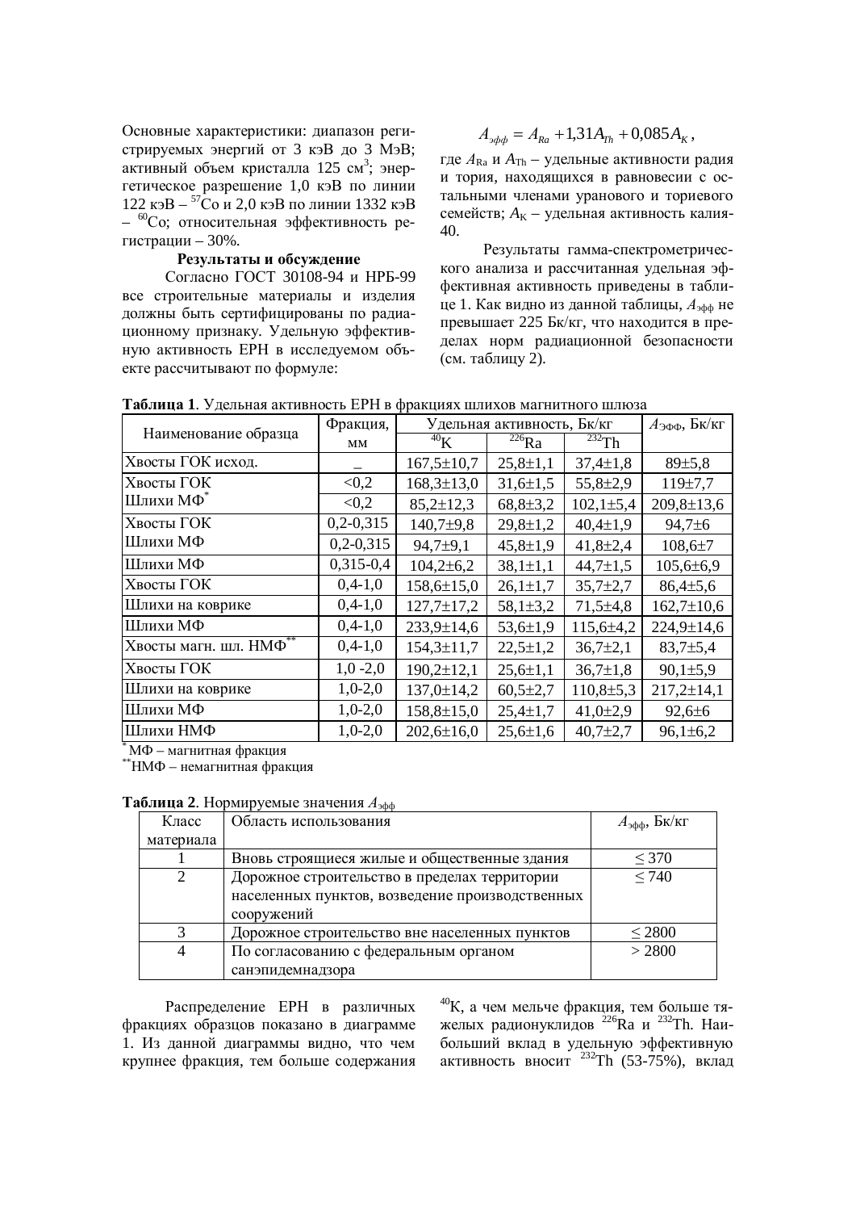Основные характеристики: диапазон регистрируемых энергий от 3 кэВ до 3 МэВ; активный объем кристалла 125 см$^3$; энергетическое разрешение 1,0 кэВ по линии 122 кэВ – $^{57}$Co и 2,0 кэВ по линии 1332 кэВ – $^{60}$Co; относительная эффективность регистрации – 30%.

### Результаты и обсуждение

Согласно ГОСТ 30108-94 и НРБ-99 все строительные материалы и изделия должны быть сертифицированы по радиационному признаку. Удельную эффективную активность ЕРН в исследуемом объекте рассчитывают по формуле:

$$A_{эфф} = A_{Ra} + 1{,}31 A_{Th} + 0{,}085 A_{K},$$

где $A_{Ra}$ и $A_{Th}$ – удельные активности радия и тория, находящихся в равновесии с остальными членами уранового и ториевого семейств; $A_{K}$ – удельная активность калия-40.

Результаты гамма-спектрометрического анализа и рассчитанная удельная эффективная активность приведены в таблице 1. Как видно из данной таблицы, $A_{эфф}$ не превышает 225 Бк/кг, что находится в пределах норм радиационной безопасности (см. таблицу 2).

**Таблица 1**. Удельная активность ЕРН в фракциях шлихов магнитного шлюза

| Наименование образца | Фракция, мм | Удельная активность, Бк/кг | | | $A_{ЭФФ}$, Бк/кг |
|---|---|---|---|---|---|
| | | $^{40}$K | $^{226}$Ra | $^{232}$Th | |
| Хвосты ГОК исход. | – | 167,5±10,7 | 25,8±1,1 | 37,4±1,8 | 89±5,8 |
| Хвосты ГОК | <0,2 | 168,3±13,0 | 31,6±1,5 | 55,8±2,9 | 119±7,7 |
| Шлихи МФ* | <0,2 | 85,2±12,3 | 68,8±3,2 | 102,1±5,4 | 209,8±13,6 |
| Хвосты ГОК | 0,2-0,315 | 140,7±9,8 | 29,8±1,2 | 40,4±1,9 | 94,7±6 |
| Шлихи МФ | 0,2-0,315 | 94,7±9,1 | 45,8±1,9 | 41,8±2,4 | 108,6±7 |
| Шлихи МФ | 0,315-0,4 | 104,2±6,2 | 38,1±1,1 | 44,7±1,5 | 105,6±6,9 |
| Хвосты ГОК | 0,4-1,0 | 158,6±15,0 | 26,1±1,7 | 35,7±2,7 | 86,4±5,6 |
| Шлихи на коврике | 0,4-1,0 | 127,7±17,2 | 58,1±3,2 | 71,5±4,8 | 162,7±10,6 |
| Шлихи МФ | 0,4-1,0 | 233,9±14,6 | 53,6±1,9 | 115,6±4,2 | 224,9±14,6 |
| Хвосты магн. шл. НМФ** | 0,4-1,0 | 154,3±11,7 | 22,5±1,2 | 36,7±2,1 | 83,7±5,4 |
| Хвосты ГОК | 1,0 -2,0 | 190,2±12,1 | 25,6±1,1 | 36,7±1,8 | 90,1±5,9 |
| Шлихи на коврике | 1,0-2,0 | 137,0±14,2 | 60,5±2,7 | 110,8±5,3 | 217,2±14,1 |
| Шлихи МФ | 1,0-2,0 | 158,8±15,0 | 25,4±1,7 | 41,0±2,9 | 92,6±6 |
| Шлихи НМФ | 1,0-2,0 | 202,6±16,0 | 25,6±1,6 | 40,7±2,7 | 96,1±6,2 |

* МФ – магнитная фракция

** НМФ – немагнитная фракция

**Таблица 2**. Нормируемые значения $A_{эфф}$

| Класс материала | Область использования | $A_{эфф}$, Бк/кг |
|---|---|---|
| 1 | Вновь строящиеся жилые и общественные здания | ≤ 370 |
| 2 | Дорожное строительство в пределах территории населенных пунктов, возведение производственных сооружений | ≤ 740 |
| 3 | Дорожное строительство вне населенных пунктов | ≤ 2800 |
| 4 | По согласованию с федеральным органом санэпидемнадзора | > 2800 |

Распределение ЕРН в различных фракциях образцов показано в диаграмме 1. Из данной диаграммы видно, что чем крупнее фракция, тем больше содержания $^{40}$K, а чем мельче фракция, тем больше тяжелых радионуклидов $^{226}$Ra и $^{232}$Th. Наибольший вклад в удельную эффективную активность вносит $^{232}$Th (53-75%), вклад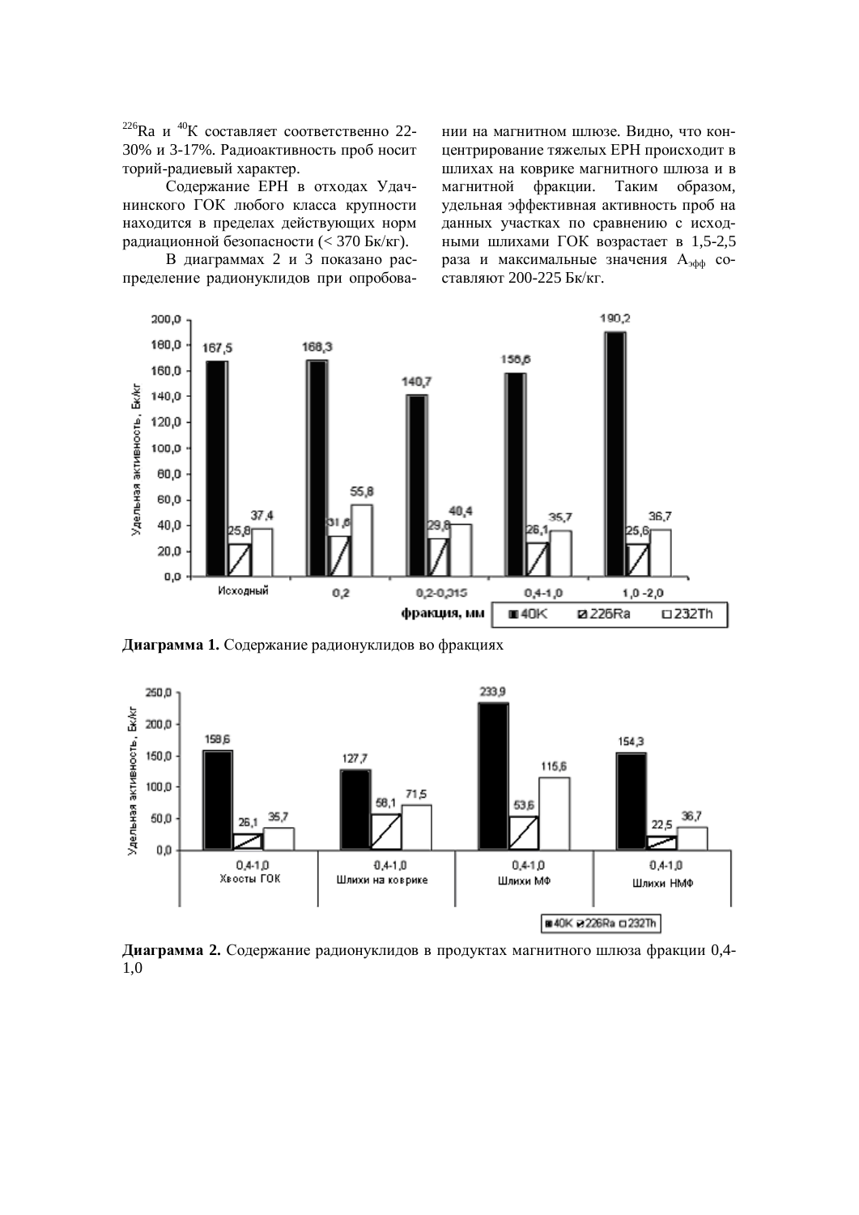$^{226}Ra$ и $^{40}K$ составляет соответственно 22-30% и 3-17%. Радиоактивность проб носит торий-радиевый характер.

Содержание ЕРН в отходах Удачнинского ГОК любого класса крупности находится в пределах действующих норм радиационной безопасности (< 370 Бк/кг).

В диаграммах 2 и 3 показано распределение радионуклидов при опробовании на магнитном шлюзе. Видно, что концентрирование тяжелых ЕРН происходит в шлихах на коврике магнитного шлюза и в магнитной фракции. Таким образом, удельная эффективная активность проб на данных участках по сравнению с исходными шлихами ГОК возрастает в 1,5-2,5 раза и максимальные значения $A_{эфф}$ составляют 200-225 Бк/кг.

| фракция, мм | 40K | 226Ra | 232Th |
|---|---|---|---|
| Исходный | 167,5 | 25,8 | 37,4 |
| 0,2 | 168,3 | 31,6 | 55,8 |
| 0,2-0,315 | 140,7 | 29,8 | 40,4 |
| 0,4-1,0 | 158,6 | 26,1 | 35,7 |
| 1,0 -2,0 | 190,2 | 25,6 | 36,7 |

**Диаграмма 1.** Содержание радионуклидов во фракциях

| Продукт | 40K | 226Ra | 232Th |
|---|---|---|---|
| 0,4-1,0 Хвосты ГОК | 158,6 | 26,1 | 35,7 |
| 0,4-1,0 Шлихи на коврике | 127,7 | 58,1 | 71,5 |
| 0,4-1,0 Шлихи МФ | 233,9 | 53,6 | 115,6 |
| 0,4-1,0 Шлихи НМФ | 154,3 | 22,5 | 36,7 |

**Диаграмма 2.** Содержание радионуклидов в продуктах магнитного шлюза фракции 0,4-1,0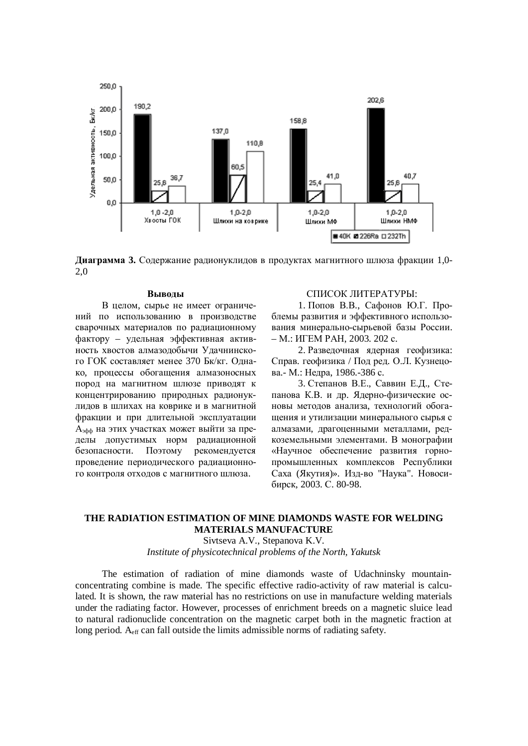**Диаграмма 3.** Содержание радионуклидов в продуктах магнитного шлюза фракции 1,0-2,0

| | $^{40}K$ | $^{226}Ra$ | $^{232}Th$ |
|---|---|---|---|
| 1,0 -2,0 Хвосты ГОК | 190,2 | 25,6 | 36,7 |
| 1,0-2,0 Шлихи на коврике | 137,0 | 60,5 | 110,8 |
| 1,0-2,0 Шлихи МФ | 158,8 | 25,4 | 41,0 |
| 1,0-2,0 Шлихи НМФ | 202,6 | 25,6 | 40,7 |

Удельная активность, Бк/кг

**Выводы**

В целом, сырье не имеет ограничений по использованию в производстве сварочных материалов по радиационному фактору – удельная эффективная активность хвостов алмазодобычи Удачнинского ГОК составляет менее 370 Бк/кг. Однако, процессы обогащения алмазоносных пород на магнитном шлюзе приводят к концентрированию природных радионуклидов в шлихах на коврике и в магнитной фракции и при длительной эксплуатации $A_{эфф}$ на этих участках может выйти за пределы допустимых норм радиационной безопасности. Поэтому рекомендуется проведение периодического радиационного контроля отходов с магнитного шлюза.

СПИСОК ЛИТЕРАТУРЫ:

1. Попов В.В., Сафонов Ю.Г. Проблемы развития и эффективного использования минерально-сырьевой базы России. – М.: ИГЕМ РАН, 2003. 202 с.
2. Разведочная ядерная геофизика: Справ. геофизика / Под ред. О.Л. Кузнецова.- М.: Недра, 1986.-386 с.
3. Степанов В.Е., Саввин Е.Д., Степанова К.В. и др. Ядерно-физические основы методов анализа, технологий обогащения и утилизации минерального сырья с алмазами, драгоценными металлами, редкоземельными элементами. В монографии «Научное обеспечение развития горнопромышленных комплексов Республики Саха (Якутия)». Изд-во "Наука". Новосибирск, 2003. С. 80-98.

## THE RADIATION ESTIMATION OF MINE DIAMONDS WASTE FOR WELDING MATERIALS MANUFACTURE

Sivtseva A.V., Stepanova K.V.

*Institute of physicotechnical problems of the North, Yakutsk*

The estimation of radiation of mine diamonds waste of Udachninsky mountain-concentrating combine is made. The specific effective radio-activity of raw material is calculated. It is shown, the raw material has no restrictions on use in manufacture welding materials under the radiating factor. However, processes of enrichment breeds on a magnetic sluice lead to natural radionuclide concentration on the magnetic carpet both in the magnetic fraction at long period. $A_{eff}$ can fall outside the limits admissible norms of radiating safety.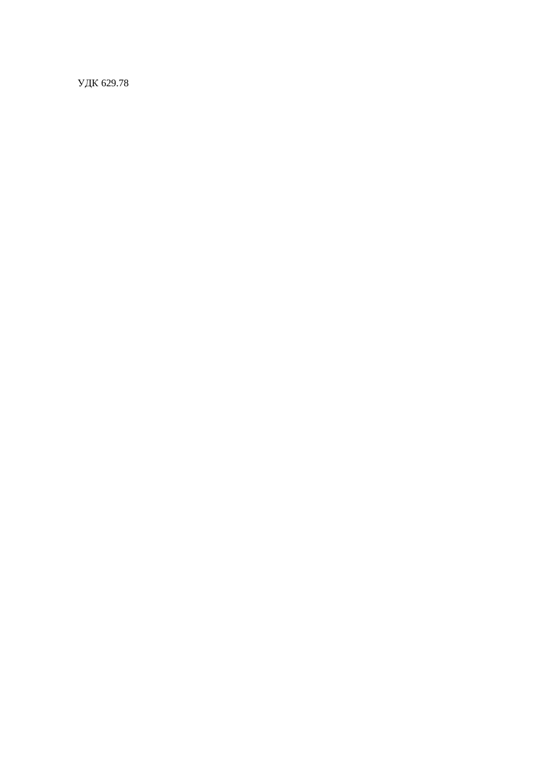УДК 629.78